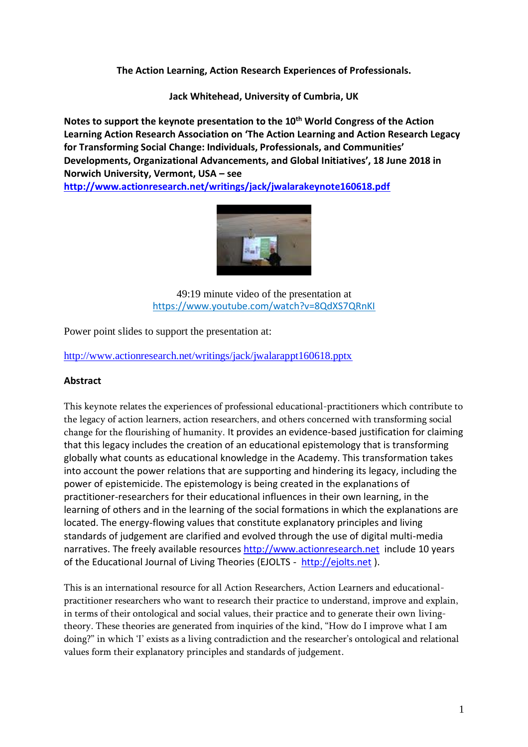**The Action Learning, Action Research Experiences of Professionals.**

**Jack Whitehead, University of Cumbria, UK**

**Notes to support the keynote presentation to the 10th World Congress of the Action Learning Action Research Association on 'The Action Learning and Action Research Legacy for Transforming Social Change: Individuals, Professionals, and Communities' Developments, Organizational Advancements, and Global Initiatives', 18 June 2018 in Norwich University, Vermont, USA – see [http://www.actionresearch.net/writings/jack/jwalarakeynote160618.pdf](http://www.actionresearch.net/writings/jack/jwalarakeynote160618.pdf)**

49:19 minute video of the presentation at [https://www.youtube.com/watch?v=8QdXS7QRnKI](https://www.youtube.com/watch?v=8QdXS7QRnKI)

Power point slides to support the presentation at:

[http://www.actionresearch.net/writings/jack/jwalarappt160618.pptx](http://www.actionresearch.net/writings/jack/jwalarappt160618.pptx)

**Abstract**

This keynote relates the experiences of professional educational-practitioners which contribute to the legacy of action learners, action researchers, and others concerned with transforming social change for the flourishing of humanity. It provides an evidence-based justification for claiming that this legacy includes the creation of an educational epistemology that is transforming globally what counts as educational knowledge in the Academy. This transformation takes into account the power relations that are supporting and hindering its legacy, including the power of epistemicide. The epistemology is being created in the explanations of practitioner-researchers for their educational influences in their own learning, in the learning of others and in the learning of the social formations in which the explanations are located. The energy-flowing values that constitute explanatory principles and living standards of judgement are clarified and evolved through the use of digital multi-media narratives. The freely available resources [http://www.actionresearch.net](http://www.actionresearch.net) include 10 years of the Educational Journal of Living Theories (EJOLTS - [http://ejolts.net](http://ejolts.net) ).

This is an international resource for all Action Researchers, Action Learners and educational-practitioner researchers who want to research their practice to understand, improve and explain, in terms of their ontological and social values, their practice and to generate their own living-theory. These theories are generated from inquiries of the kind, "How do I improve what I am doing?" in which 'I' exists as a living contradiction and the researcher's ontological and relational values form their explanatory principles and standards of judgement.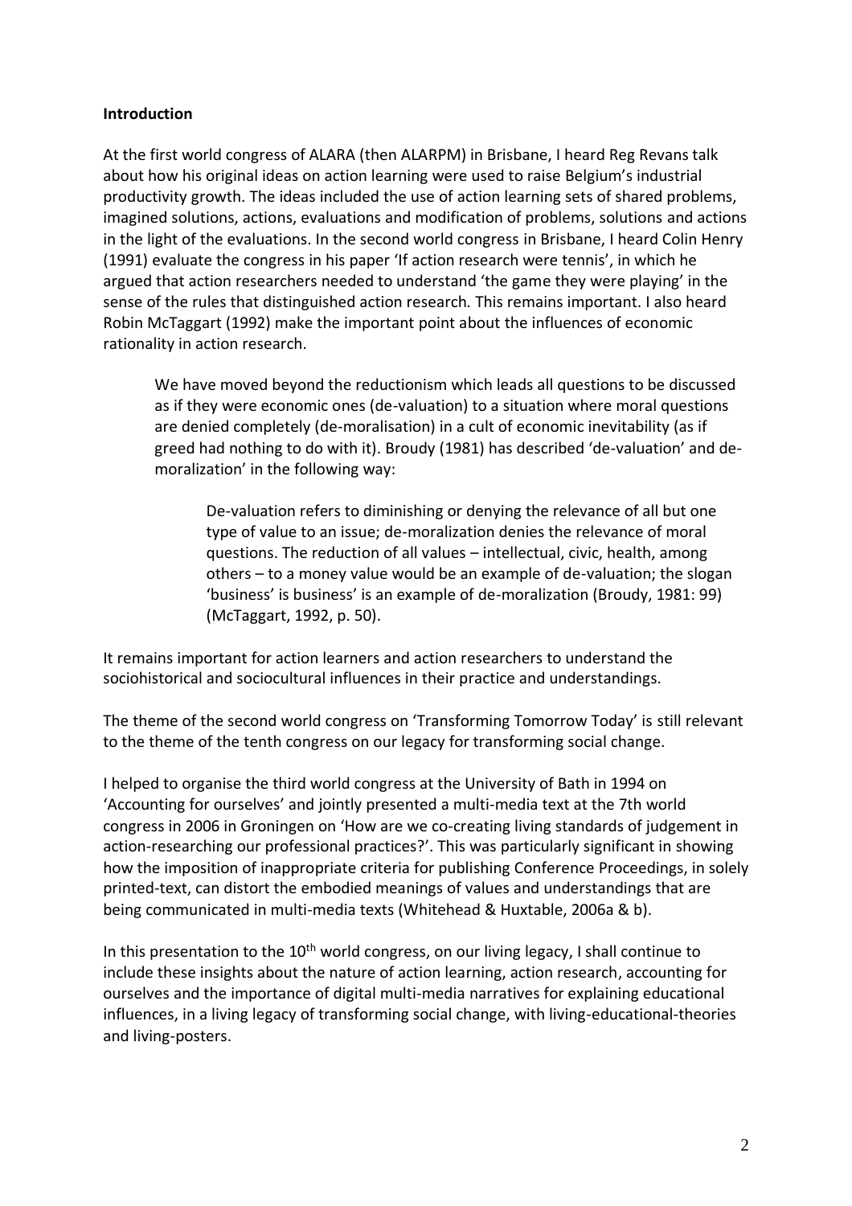**Introduction**

At the first world congress of ALARA (then ALARPM) in Brisbane, I heard Reg Revans talk about how his original ideas on action learning were used to raise Belgium's industrial productivity growth. The ideas included the use of action learning sets of shared problems, imagined solutions, actions, evaluations and modification of problems, solutions and actions in the light of the evaluations. In the second world congress in Brisbane, I heard Colin Henry (1991) evaluate the congress in his paper 'If action research were tennis', in which he argued that action researchers needed to understand 'the game they were playing' in the sense of the rules that distinguished action research. This remains important. I also heard Robin McTaggart (1992) make the important point about the influences of economic rationality in action research.

> We have moved beyond the reductionism which leads all questions to be discussed as if they were economic ones (de-valuation) to a situation where moral questions are denied completely (de-moralisation) in a cult of economic inevitability (as if greed had nothing to do with it). Broudy (1981) has described 'de-valuation' and de-moralization' in the following way:
>
> > De-valuation refers to diminishing or denying the relevance of all but one type of value to an issue; de-moralization denies the relevance of moral questions. The reduction of all values – intellectual, civic, health, among others – to a money value would be an example of de-valuation; the slogan 'business' is business' is an example of de-moralization (Broudy, 1981: 99) (McTaggart, 1992, p. 50).

It remains important for action learners and action researchers to understand the sociohistorical and sociocultural influences in their practice and understandings.

The theme of the second world congress on 'Transforming Tomorrow Today' is still relevant to the theme of the tenth congress on our legacy for transforming social change.

I helped to organise the third world congress at the University of Bath in 1994 on 'Accounting for ourselves' and jointly presented a multi-media text at the 7th world congress in 2006 in Groningen on 'How are we co-creating living standards of judgement in action-researching our professional practices?'. This was particularly significant in showing how the imposition of inappropriate criteria for publishing Conference Proceedings, in solely printed-text, can distort the embodied meanings of values and understandings that are being communicated in multi-media texts (Whitehead & Huxtable, 2006a & b).

In this presentation to the 10th world congress, on our living legacy, I shall continue to include these insights about the nature of action learning, action research, accounting for ourselves and the importance of digital multi-media narratives for explaining educational influences, in a living legacy of transforming social change, with living-educational-theories and living-posters.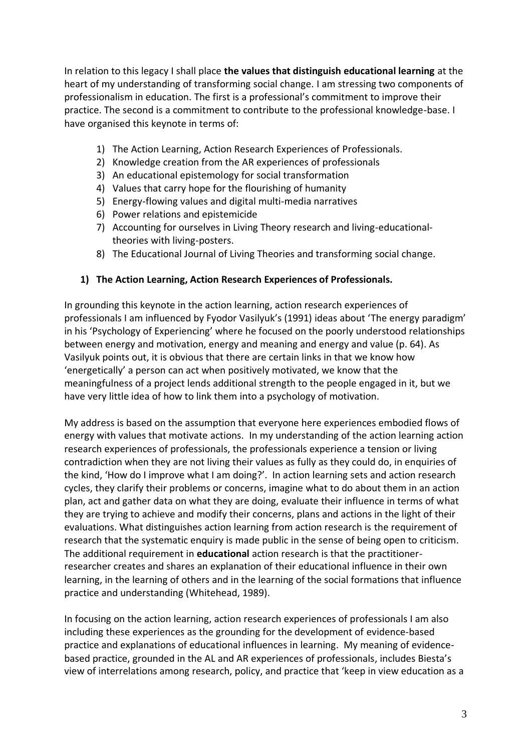In relation to this legacy I shall place **the values that distinguish educational learning** at the heart of my understanding of transforming social change. I am stressing two components of professionalism in education. The first is a professional's commitment to improve their practice. The second is a commitment to contribute to the professional knowledge-base. I have organised this keynote in terms of:

1) The Action Learning, Action Research Experiences of Professionals.
2) Knowledge creation from the AR experiences of professionals
3) An educational epistemology for social transformation
4) Values that carry hope for the flourishing of humanity
5) Energy-flowing values and digital multi-media narratives
6) Power relations and epistemicide
7) Accounting for ourselves in Living Theory research and living-educational-theories with living-posters.
8) The Educational Journal of Living Theories and transforming social change.

### 1) The Action Learning, Action Research Experiences of Professionals.

In grounding this keynote in the action learning, action research experiences of professionals I am influenced by Fyodor Vasilyuk's (1991) ideas about 'The energy paradigm' in his 'Psychology of Experiencing' where he focused on the poorly understood relationships between energy and motivation, energy and meaning and energy and value (p. 64). As Vasilyuk points out, it is obvious that there are certain links in that we know how 'energetically' a person can act when positively motivated, we know that the meaningfulness of a project lends additional strength to the people engaged in it, but we have very little idea of how to link them into a psychology of motivation.

My address is based on the assumption that everyone here experiences embodied flows of energy with values that motivate actions. In my understanding of the action learning action research experiences of professionals, the professionals experience a tension or living contradiction when they are not living their values as fully as they could do, in enquiries of the kind, 'How do I improve what I am doing?'. In action learning sets and action research cycles, they clarify their problems or concerns, imagine what to do about them in an action plan, act and gather data on what they are doing, evaluate their influence in terms of what they are trying to achieve and modify their concerns, plans and actions in the light of their evaluations. What distinguishes action learning from action research is the requirement of research that the systematic enquiry is made public in the sense of being open to criticism. The additional requirement in **educational** action research is that the practitioner-researcher creates and shares an explanation of their educational influence in their own learning, in the learning of others and in the learning of the social formations that influence practice and understanding (Whitehead, 1989).

In focusing on the action learning, action research experiences of professionals I am also including these experiences as the grounding for the development of evidence-based practice and explanations of educational influences in learning. My meaning of evidence-based practice, grounded in the AL and AR experiences of professionals, includes Biesta's view of interrelations among research, policy, and practice that 'keep in view education as a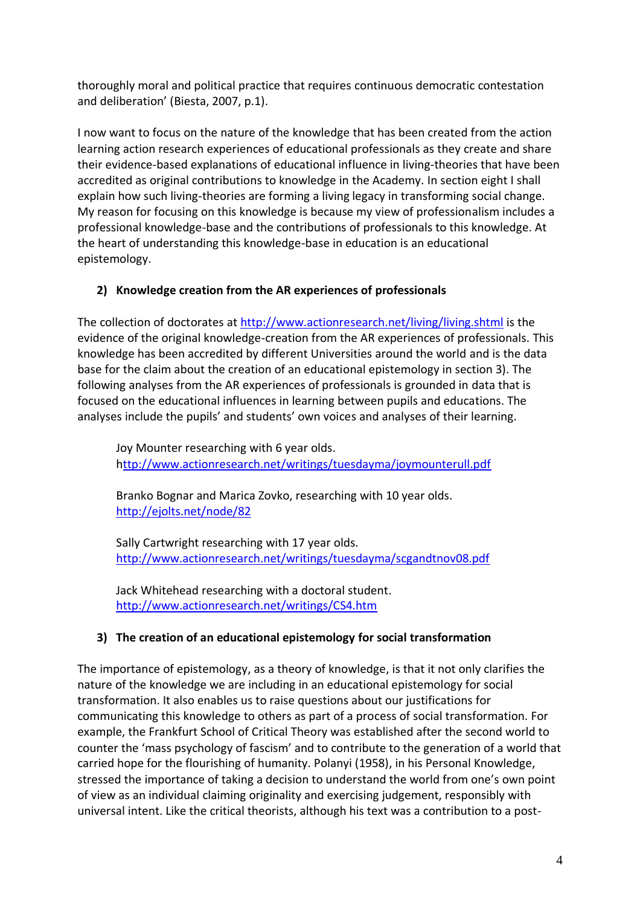thoroughly moral and political practice that requires continuous democratic contestation and deliberation' (Biesta, 2007, p.1).

I now want to focus on the nature of the knowledge that has been created from the action learning action research experiences of educational professionals as they create and share their evidence-based explanations of educational influence in living-theories that have been accredited as original contributions to knowledge in the Academy. In section eight I shall explain how such living-theories are forming a living legacy in transforming social change. My reason for focusing on this knowledge is because my view of professionalism includes a professional knowledge-base and the contributions of professionals to this knowledge. At the heart of understanding this knowledge-base in education is an educational epistemology.

### 2) Knowledge creation from the AR experiences of professionals

The collection of doctorates at http://www.actionresearch.net/living/living.shtml is the evidence of the original knowledge-creation from the AR experiences of professionals. This knowledge has been accredited by different Universities around the world and is the data base for the claim about the creation of an educational epistemology in section 3). The following analyses from the AR experiences of professionals is grounded in data that is focused on the educational influences in learning between pupils and educations. The analyses include the pupils' and students' own voices and analyses of their learning.

> Joy Mounter researching with 6 year olds.
> http://www.actionresearch.net/writings/tuesdayma/joymounterull.pdf
>
> Branko Bognar and Marica Zovko, researching with 10 year olds.
> http://ejolts.net/node/82
>
> Sally Cartwright researching with 17 year olds.
> http://www.actionresearch.net/writings/tuesdayma/scgandtnov08.pdf
>
> Jack Whitehead researching with a doctoral student.
> http://www.actionresearch.net/writings/CS4.htm

### 3) The creation of an educational epistemology for social transformation

The importance of epistemology, as a theory of knowledge, is that it not only clarifies the nature of the knowledge we are including in an educational epistemology for social transformation. It also enables us to raise questions about our justifications for communicating this knowledge to others as part of a process of social transformation. For example, the Frankfurt School of Critical Theory was established after the second world to counter the 'mass psychology of fascism' and to contribute to the generation of a world that carried hope for the flourishing of humanity. Polanyi (1958), in his Personal Knowledge, stressed the importance of taking a decision to understand the world from one's own point of view as an individual claiming originality and exercising judgement, responsibly with universal intent. Like the critical theorists, although his text was a contribution to a post-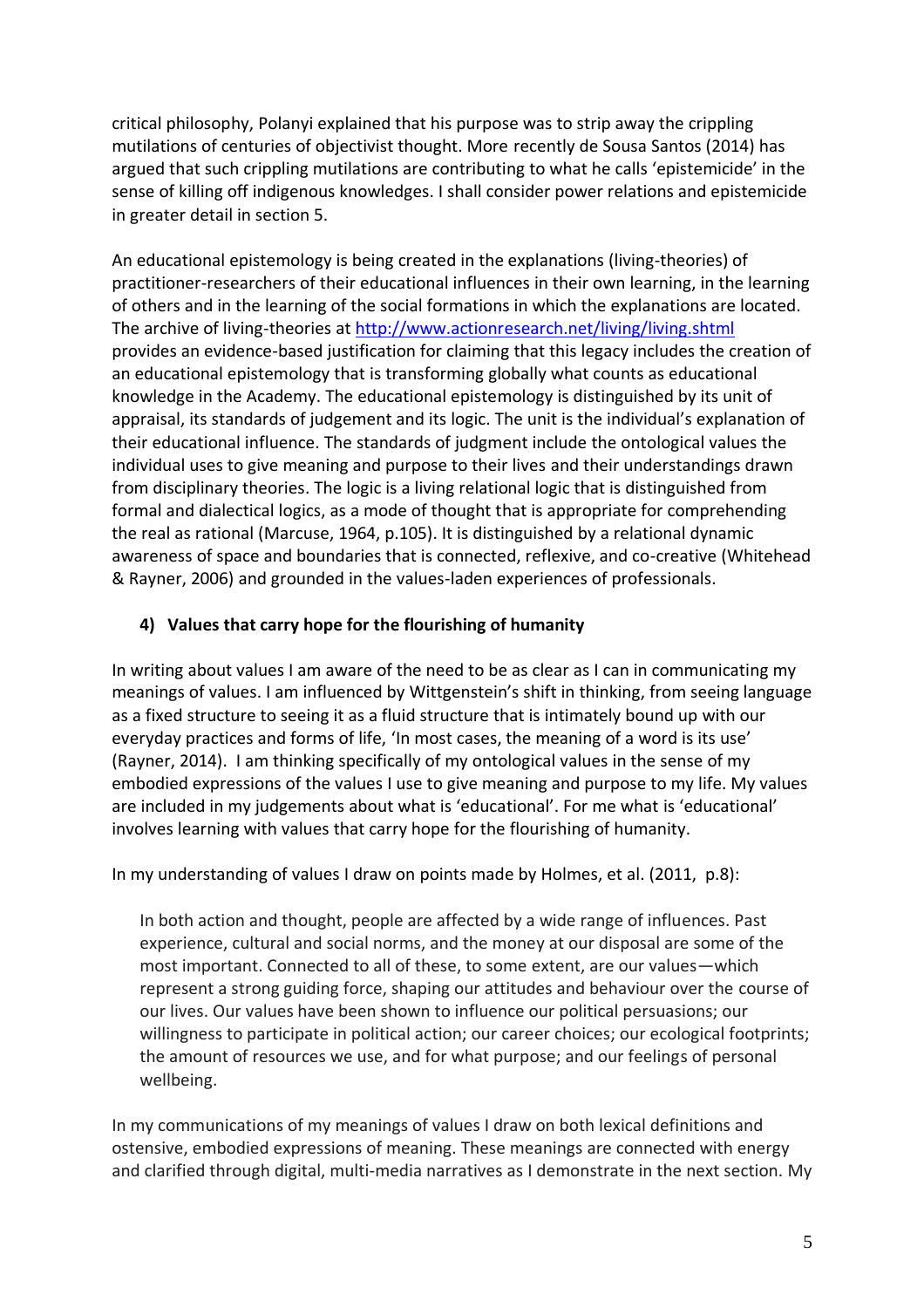critical philosophy, Polanyi explained that his purpose was to strip away the crippling mutilations of centuries of objectivist thought. More recently de Sousa Santos (2014) has argued that such crippling mutilations are contributing to what he calls 'epistemicide' in the sense of killing off indigenous knowledges. I shall consider power relations and epistemicide in greater detail in section 5.

An educational epistemology is being created in the explanations (living-theories) of practitioner-researchers of their educational influences in their own learning, in the learning of others and in the learning of the social formations in which the explanations are located. The archive of living-theories at [http://www.actionresearch.net/living/living.shtml](http://www.actionresearch.net/living/living.shtml) provides an evidence-based justification for claiming that this legacy includes the creation of an educational epistemology that is transforming globally what counts as educational knowledge in the Academy. The educational epistemology is distinguished by its unit of appraisal, its standards of judgement and its logic. The unit is the individual's explanation of their educational influence. The standards of judgment include the ontological values the individual uses to give meaning and purpose to their lives and their understandings drawn from disciplinary theories. The logic is a living relational logic that is distinguished from formal and dialectical logics, as a mode of thought that is appropriate for comprehending the real as rational (Marcuse, 1964, p.105). It is distinguished by a relational dynamic awareness of space and boundaries that is connected, reflexive, and co-creative (Whitehead & Rayner, 2006) and grounded in the values-laden experiences of professionals.

## 4) Values that carry hope for the flourishing of humanity

In writing about values I am aware of the need to be as clear as I can in communicating my meanings of values. I am influenced by Wittgenstein's shift in thinking, from seeing language as a fixed structure to seeing it as a fluid structure that is intimately bound up with our everyday practices and forms of life, 'In most cases, the meaning of a word is its use' (Rayner, 2014). I am thinking specifically of my ontological values in the sense of my embodied expressions of the values I use to give meaning and purpose to my life. My values are included in my judgements about what is 'educational'. For me what is 'educational' involves learning with values that carry hope for the flourishing of humanity.

In my understanding of values I draw on points made by Holmes, et al. (2011, p.8):

> In both action and thought, people are affected by a wide range of influences. Past experience, cultural and social norms, and the money at our disposal are some of the most important. Connected to all of these, to some extent, are our values—which represent a strong guiding force, shaping our attitudes and behaviour over the course of our lives. Our values have been shown to influence our political persuasions; our willingness to participate in political action; our career choices; our ecological footprints; the amount of resources we use, and for what purpose; and our feelings of personal wellbeing.

In my communications of my meanings of values I draw on both lexical definitions and ostensive, embodied expressions of meaning. These meanings are connected with energy and clarified through digital, multi-media narratives as I demonstrate in the next section. My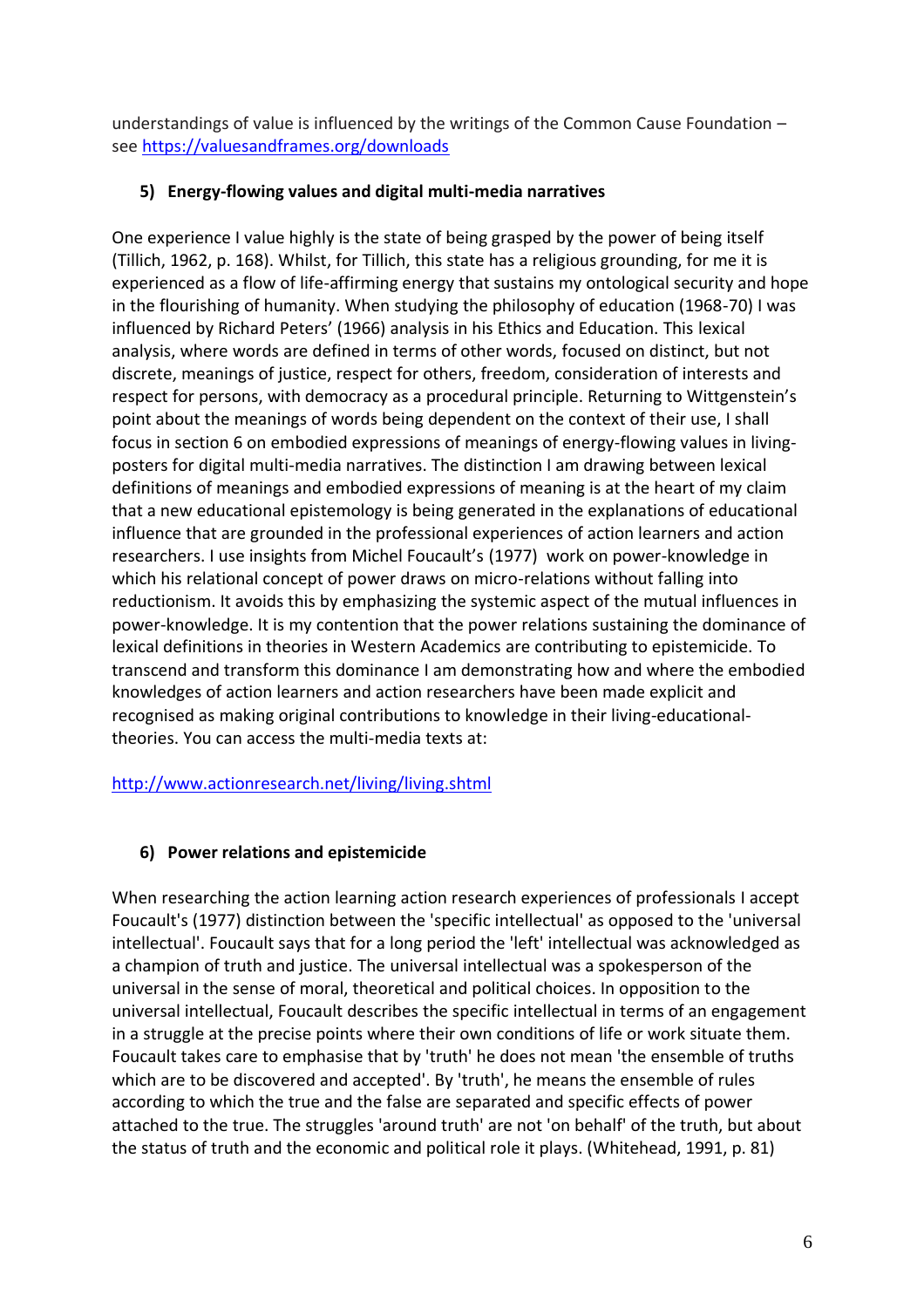understandings of value is influenced by the writings of the Common Cause Foundation – see https://valuesandframes.org/downloads

## 5) Energy-flowing values and digital multi-media narratives

One experience I value highly is the state of being grasped by the power of being itself (Tillich, 1962, p. 168). Whilst, for Tillich, this state has a religious grounding, for me it is experienced as a flow of life-affirming energy that sustains my ontological security and hope in the flourishing of humanity. When studying the philosophy of education (1968-70) I was influenced by Richard Peters' (1966) analysis in his Ethics and Education. This lexical analysis, where words are defined in terms of other words, focused on distinct, but not discrete, meanings of justice, respect for others, freedom, consideration of interests and respect for persons, with democracy as a procedural principle. Returning to Wittgenstein's point about the meanings of words being dependent on the context of their use, I shall focus in section 6 on embodied expressions of meanings of energy-flowing values in living-posters for digital multi-media narratives. The distinction I am drawing between lexical definitions of meanings and embodied expressions of meaning is at the heart of my claim that a new educational epistemology is being generated in the explanations of educational influence that are grounded in the professional experiences of action learners and action researchers. I use insights from Michel Foucault's (1977) work on power-knowledge in which his relational concept of power draws on micro-relations without falling into reductionism. It avoids this by emphasizing the systemic aspect of the mutual influences in power-knowledge. It is my contention that the power relations sustaining the dominance of lexical definitions in theories in Western Academics are contributing to epistemicide. To transcend and transform this dominance I am demonstrating how and where the embodied knowledges of action learners and action researchers have been made explicit and recognised as making original contributions to knowledge in their living-educational-theories. You can access the multi-media texts at:

http://www.actionresearch.net/living/living.shtml

## 6) Power relations and epistemicide

When researching the action learning action research experiences of professionals I accept Foucault's (1977) distinction between the 'specific intellectual' as opposed to the 'universal intellectual'. Foucault says that for a long period the 'left' intellectual was acknowledged as a champion of truth and justice. The universal intellectual was a spokesperson of the universal in the sense of moral, theoretical and political choices. In opposition to the universal intellectual, Foucault describes the specific intellectual in terms of an engagement in a struggle at the precise points where their own conditions of life or work situate them. Foucault takes care to emphasise that by 'truth' he does not mean 'the ensemble of truths which are to be discovered and accepted'. By 'truth', he means the ensemble of rules according to which the true and the false are separated and specific effects of power attached to the true. The struggles 'around truth' are not 'on behalf' of the truth, but about the status of truth and the economic and political role it plays. (Whitehead, 1991, p. 81)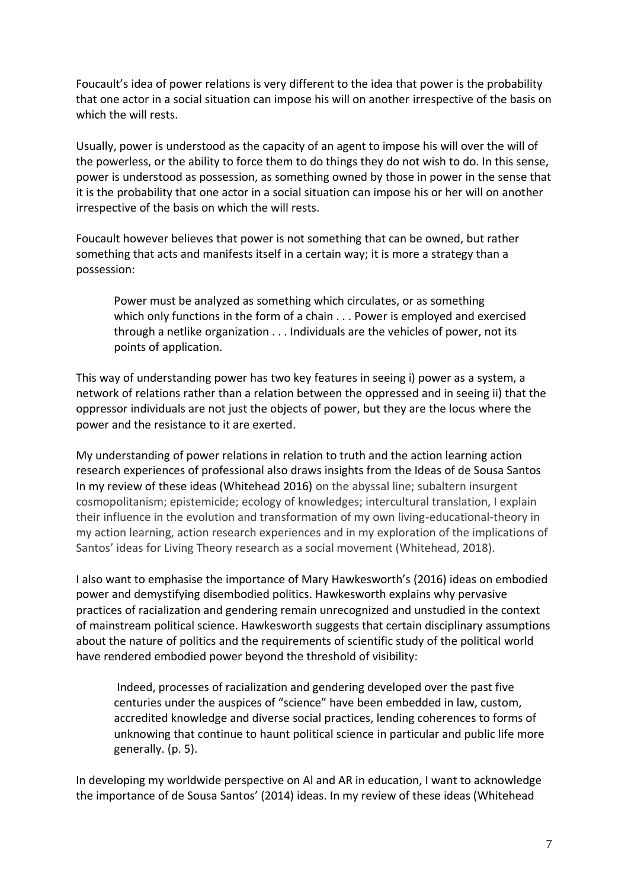Foucault's idea of power relations is very different to the idea that power is the probability that one actor in a social situation can impose his will on another irrespective of the basis on which the will rests.

Usually, power is understood as the capacity of an agent to impose his will over the will of the powerless, or the ability to force them to do things they do not wish to do. In this sense, power is understood as possession, as something owned by those in power in the sense that it is the probability that one actor in a social situation can impose his or her will on another irrespective of the basis on which the will rests.

Foucault however believes that power is not something that can be owned, but rather something that acts and manifests itself in a certain way; it is more a strategy than a possession:

> Power must be analyzed as something which circulates, or as something which only functions in the form of a chain . . . Power is employed and exercised through a netlike organization . . . Individuals are the vehicles of power, not its points of application.

This way of understanding power has two key features in seeing i) power as a system, a network of relations rather than a relation between the oppressed and in seeing ii) that the oppressor individuals are not just the objects of power, but they are the locus where the power and the resistance to it are exerted.

My understanding of power relations in relation to truth and the action learning action research experiences of professional also draws insights from the Ideas of de Sousa Santos In my review of these ideas (Whitehead 2016) on the abyssal line; subaltern insurgent cosmopolitanism; epistemicide; ecology of knowledges; intercultural translation, I explain their influence in the evolution and transformation of my own living-educational-theory in my action learning, action research experiences and in my exploration of the implications of Santos' ideas for Living Theory research as a social movement (Whitehead, 2018).

I also want to emphasise the importance of Mary Hawkesworth's (2016) ideas on embodied power and demystifying disembodied politics. Hawkesworth explains why pervasive practices of racialization and gendering remain unrecognized and unstudied in the context of mainstream political science. Hawkesworth suggests that certain disciplinary assumptions about the nature of politics and the requirements of scientific study of the political world have rendered embodied power beyond the threshold of visibility:

> Indeed, processes of racialization and gendering developed over the past five centuries under the auspices of "science" have been embedded in law, custom, accredited knowledge and diverse social practices, lending coherences to forms of unknowing that continue to haunt political science in particular and public life more generally. (p. 5).

In developing my worldwide perspective on Al and AR in education, I want to acknowledge the importance of de Sousa Santos' (2014) ideas. In my review of these ideas (Whitehead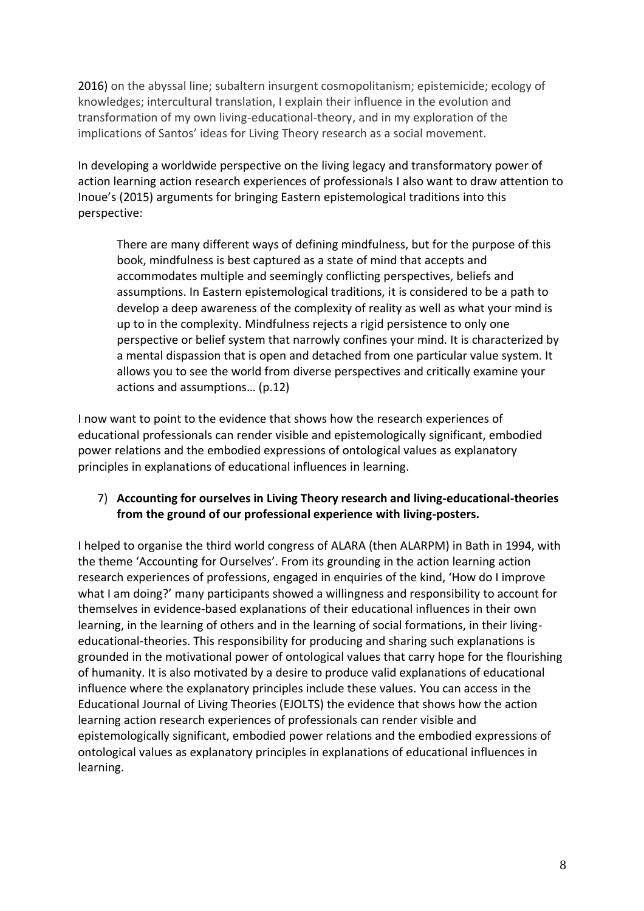2016) on the abyssal line; subaltern insurgent cosmopolitanism; epistemicide; ecology of knowledges; intercultural translation, I explain their influence in the evolution and transformation of my own living-educational-theory, and in my exploration of the implications of Santos' ideas for Living Theory research as a social movement.

In developing a worldwide perspective on the living legacy and transformatory power of action learning action research experiences of professionals I also want to draw attention to Inoue's (2015) arguments for bringing Eastern epistemological traditions into this perspective:

> There are many different ways of defining mindfulness, but for the purpose of this book, mindfulness is best captured as a state of mind that accepts and accommodates multiple and seemingly conflicting perspectives, beliefs and assumptions. In Eastern epistemological traditions, it is considered to be a path to develop a deep awareness of the complexity of reality as well as what your mind is up to in the complexity. Mindfulness rejects a rigid persistence to only one perspective or belief system that narrowly confines your mind. It is characterized by a mental dispassion that is open and detached from one particular value system. It allows you to see the world from diverse perspectives and critically examine your actions and assumptions… (p.12)

I now want to point to the evidence that shows how the research experiences of educational professionals can render visible and epistemologically significant, embodied power relations and the embodied expressions of ontological values as explanatory principles in explanations of educational influences in learning.

7) **Accounting for ourselves in Living Theory research and living-educational-theories from the ground of our professional experience with living-posters.**

I helped to organise the third world congress of ALARA (then ALARPM) in Bath in 1994, with the theme 'Accounting for Ourselves'. From its grounding in the action learning action research experiences of professions, engaged in enquiries of the kind, 'How do I improve what I am doing?' many participants showed a willingness and responsibility to account for themselves in evidence-based explanations of their educational influences in their own learning, in the learning of others and in the learning of social formations, in their living-educational-theories. This responsibility for producing and sharing such explanations is grounded in the motivational power of ontological values that carry hope for the flourishing of humanity. It is also motivated by a desire to produce valid explanations of educational influence where the explanatory principles include these values. You can access in the Educational Journal of Living Theories (EJOLTS) the evidence that shows how the action learning action research experiences of professionals can render visible and epistemologically significant, embodied power relations and the embodied expressions of ontological values as explanatory principles in explanations of educational influences in learning.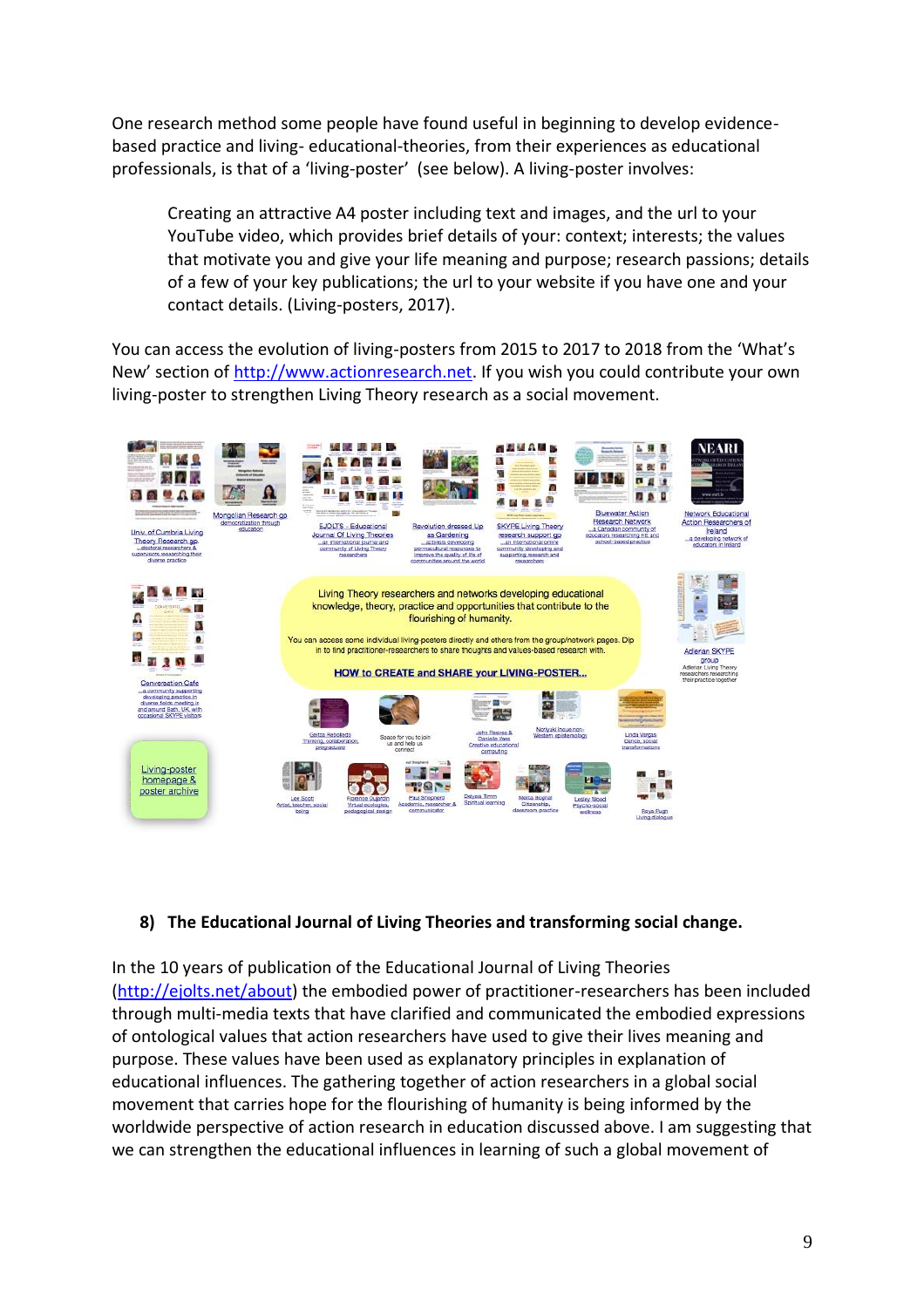One research method some people have found useful in beginning to develop evidence-based practice and living- educational-theories, from their experiences as educational professionals, is that of a 'living-poster' (see below). A living-poster involves:

> Creating an attractive A4 poster including text and images, and the url to your YouTube video, which provides brief details of your: context; interests; the values that motivate you and give your life meaning and purpose; research passions; details of a few of your key publications; the url to your website if you have one and your contact details. (Living-posters, 2017).

You can access the evolution of living-posters from 2015 to 2017 to 2018 from the 'What's New' section of http://www.actionresearch.net. If you wish you could contribute your own living-poster to strengthen Living Theory research as a social movement.

**8) The Educational Journal of Living Theories and transforming social change.**

In the 10 years of publication of the Educational Journal of Living Theories (http://ejolts.net/about) the embodied power of practitioner-researchers has been included through multi-media texts that have clarified and communicated the embodied expressions of ontological values that action researchers have used to give their lives meaning and purpose. These values have been used as explanatory principles in explanation of educational influences. The gathering together of action researchers in a global social movement that carries hope for the flourishing of humanity is being informed by the worldwide perspective of action research in education discussed above. I am suggesting that we can strengthen the educational influences in learning of such a global movement of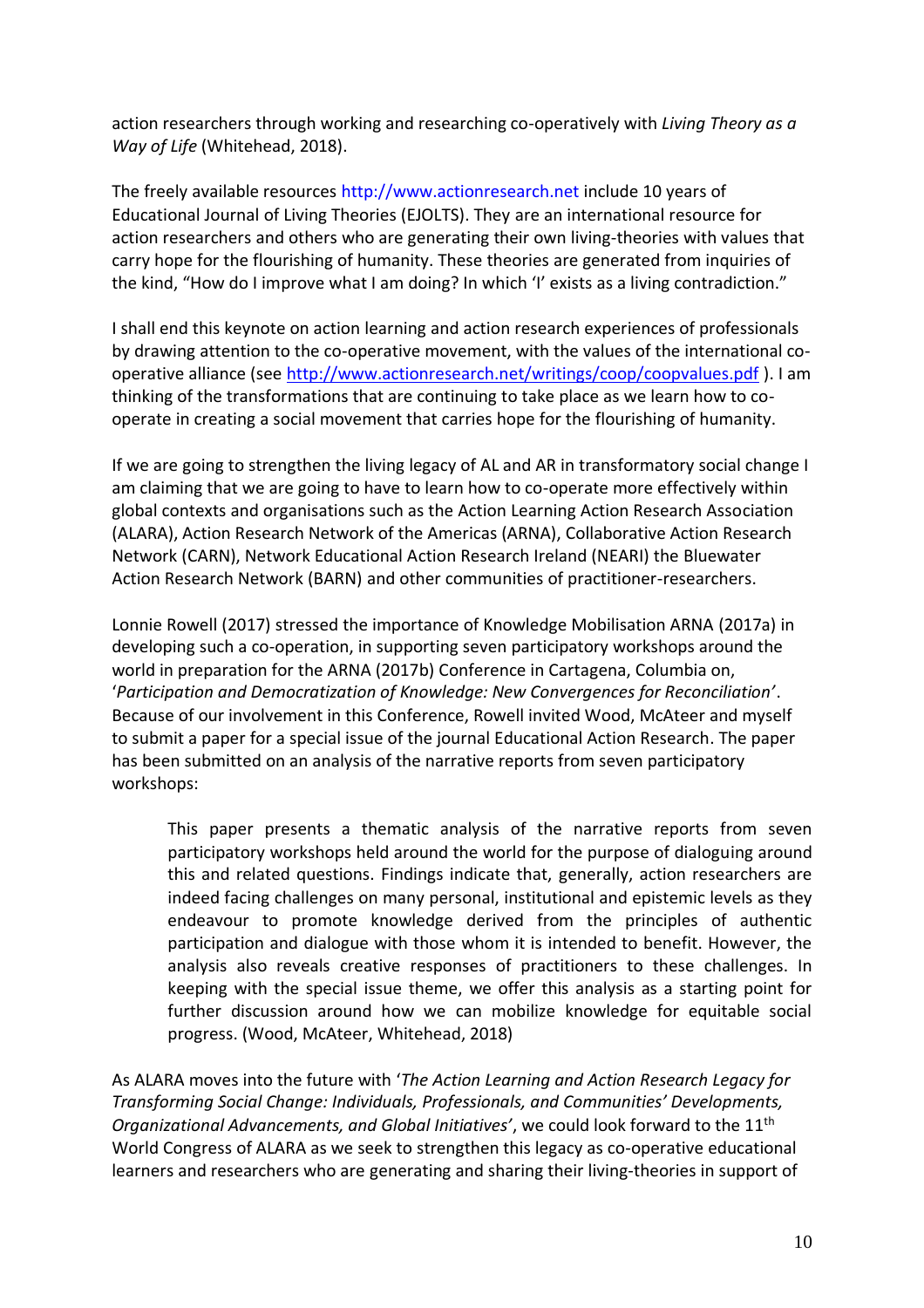action researchers through working and researching co-operatively with *Living Theory as a Way of Life* (Whitehead, 2018).

The freely available resources http://www.actionresearch.net include 10 years of Educational Journal of Living Theories (EJOLTS). They are an international resource for action researchers and others who are generating their own living-theories with values that carry hope for the flourishing of humanity. These theories are generated from inquiries of the kind, "How do I improve what I am doing? In which 'I' exists as a living contradiction."

I shall end this keynote on action learning and action research experiences of professionals by drawing attention to the co-operative movement, with the values of the international co-operative alliance (see http://www.actionresearch.net/writings/coop/coopvalues.pdf ). I am thinking of the transformations that are continuing to take place as we learn how to co-operate in creating a social movement that carries hope for the flourishing of humanity.

If we are going to strengthen the living legacy of AL and AR in transformatory social change I am claiming that we are going to have to learn how to co-operate more effectively within global contexts and organisations such as the Action Learning Action Research Association (ALARA), Action Research Network of the Americas (ARNA), Collaborative Action Research Network (CARN), Network Educational Action Research Ireland (NEARI) the Bluewater Action Research Network (BARN) and other communities of practitioner-researchers.

Lonnie Rowell (2017) stressed the importance of Knowledge Mobilisation ARNA (2017a) in developing such a co-operation, in supporting seven participatory workshops around the world in preparation for the ARNA (2017b) Conference in Cartagena, Columbia on, '*Participation and Democratization of Knowledge: New Convergences for Reconciliation'*. Because of our involvement in this Conference, Rowell invited Wood, McAteer and myself to submit a paper for a special issue of the journal Educational Action Research. The paper has been submitted on an analysis of the narrative reports from seven participatory workshops:

> This paper presents a thematic analysis of the narrative reports from seven participatory workshops held around the world for the purpose of dialoguing around this and related questions. Findings indicate that, generally, action researchers are indeed facing challenges on many personal, institutional and epistemic levels as they endeavour to promote knowledge derived from the principles of authentic participation and dialogue with those whom it is intended to benefit. However, the analysis also reveals creative responses of practitioners to these challenges. In keeping with the special issue theme, we offer this analysis as a starting point for further discussion around how we can mobilize knowledge for equitable social progress. (Wood, McAteer, Whitehead, 2018)

As ALARA moves into the future with '*The Action Learning and Action Research Legacy for Transforming Social Change: Individuals, Professionals, and Communities' Developments, Organizational Advancements, and Global Initiatives'*, we could look forward to the 11th World Congress of ALARA as we seek to strengthen this legacy as co-operative educational learners and researchers who are generating and sharing their living-theories in support of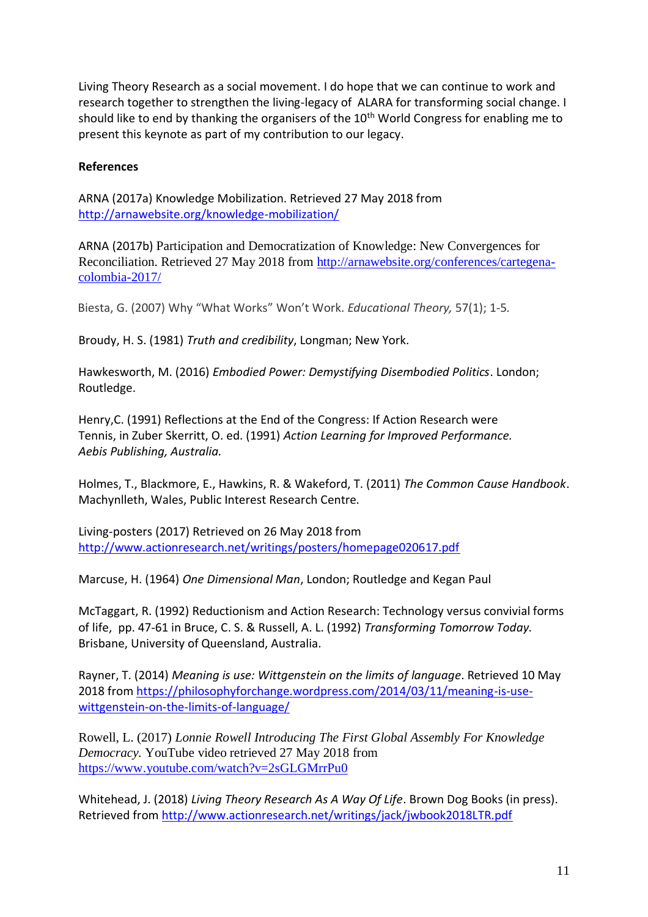Living Theory Research as a social movement. I do hope that we can continue to work and research together to strengthen the living-legacy of ALARA for transforming social change. I should like to end by thanking the organisers of the 10th World Congress for enabling me to present this keynote as part of my contribution to our legacy.

**References**

ARNA (2017a) Knowledge Mobilization. Retrieved 27 May 2018 from http://arnawebsite.org/knowledge-mobilization/

ARNA (2017b) Participation and Democratization of Knowledge: New Convergences for Reconciliation. Retrieved 27 May 2018 from http://arnawebsite.org/conferences/cartegena-colombia-2017/

Biesta, G. (2007) Why "What Works" Won't Work. *Educational Theory,* 57(1); 1-5.

Broudy, H. S. (1981) *Truth and credibility*, Longman; New York.

Hawkesworth, M. (2016) *Embodied Power: Demystifying Disembodied Politics*. London; Routledge.

Henry,C. (1991) Reflections at the End of the Congress: If Action Research were Tennis, in Zuber Skerritt, O. ed. (1991) *Action Learning for Improved Performance. Aebis Publishing, Australia.*

Holmes, T., Blackmore, E., Hawkins, R. & Wakeford, T. (2011) *The Common Cause Handbook*. Machynlleth, Wales, Public Interest Research Centre.

Living-posters (2017) Retrieved on 26 May 2018 from http://www.actionresearch.net/writings/posters/homepage020617.pdf

Marcuse, H. (1964) *One Dimensional Man*, London; Routledge and Kegan Paul

McTaggart, R. (1992) Reductionism and Action Research: Technology versus convivial forms of life, pp. 47-61 in Bruce, C. S. & Russell, A. L. (1992) *Transforming Tomorrow Today.* Brisbane, University of Queensland, Australia.

Rayner, T. (2014) *Meaning is use: Wittgenstein on the limits of language*. Retrieved 10 May 2018 from https://philosophyforchange.wordpress.com/2014/03/11/meaning-is-use-wittgenstein-on-the-limits-of-language/

Rowell, L. (2017) *Lonnie Rowell Introducing The First Global Assembly For Knowledge Democracy.* YouTube video retrieved 27 May 2018 from https://www.youtube.com/watch?v=2sGLGMrrPu0

Whitehead, J. (2018) *Living Theory Research As A Way Of Life*. Brown Dog Books (in press). Retrieved from http://www.actionresearch.net/writings/jack/jwbook2018LTR.pdf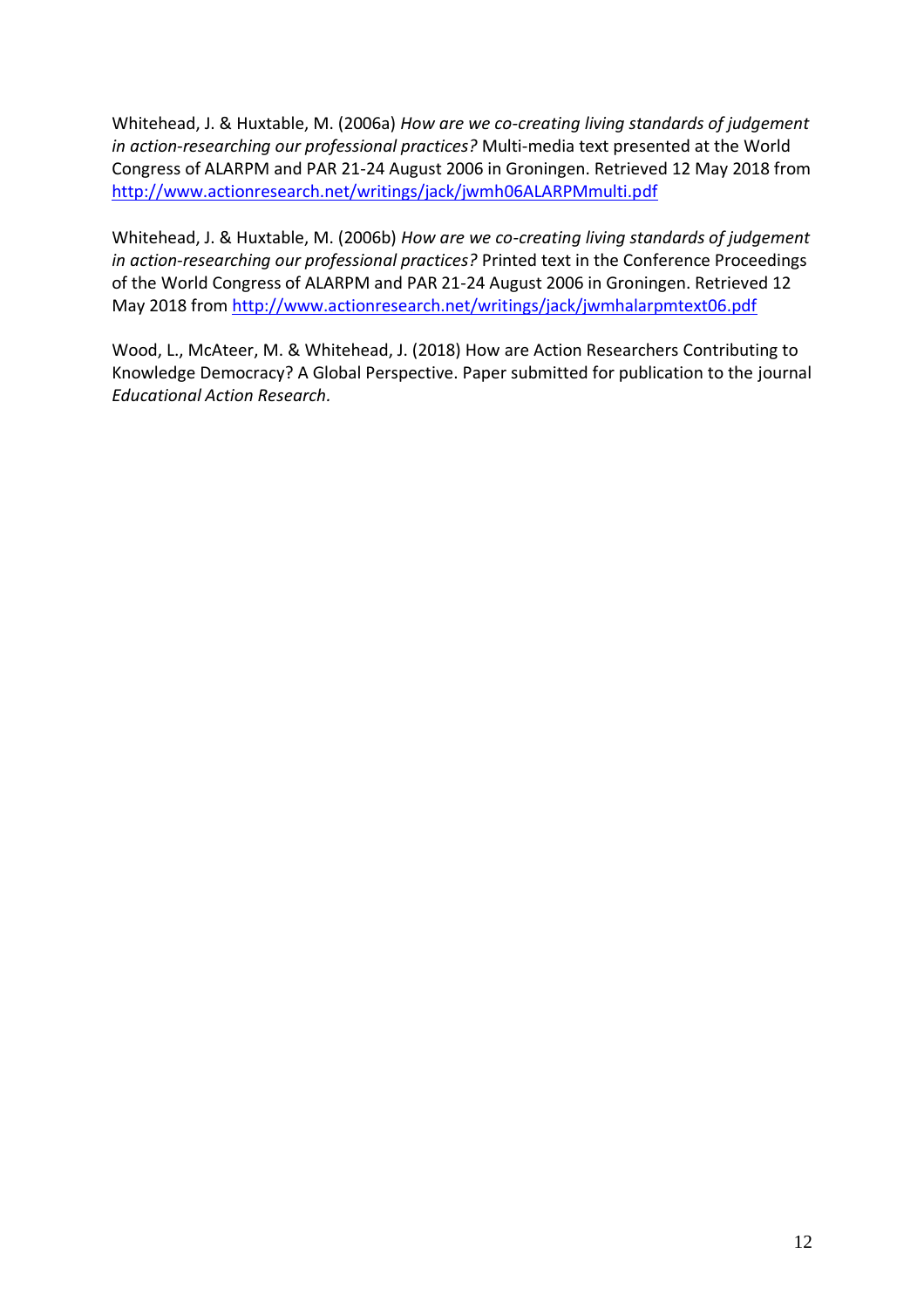Whitehead, J. & Huxtable, M. (2006a) *How are we co-creating living standards of judgement in action-researching our professional practices?* Multi-media text presented at the World Congress of ALARPM and PAR 21-24 August 2006 in Groningen. Retrieved 12 May 2018 from http://www.actionresearch.net/writings/jack/jwmh06ALARPMmulti.pdf

Whitehead, J. & Huxtable, M. (2006b) *How are we co-creating living standards of judgement in action-researching our professional practices?* Printed text in the Conference Proceedings of the World Congress of ALARPM and PAR 21-24 August 2006 in Groningen. Retrieved 12 May 2018 from http://www.actionresearch.net/writings/jack/jwmhalarpmtext06.pdf

Wood, L., McAteer, M. & Whitehead, J. (2018) How are Action Researchers Contributing to Knowledge Democracy? A Global Perspective. Paper submitted for publication to the journal *Educational Action Research*.